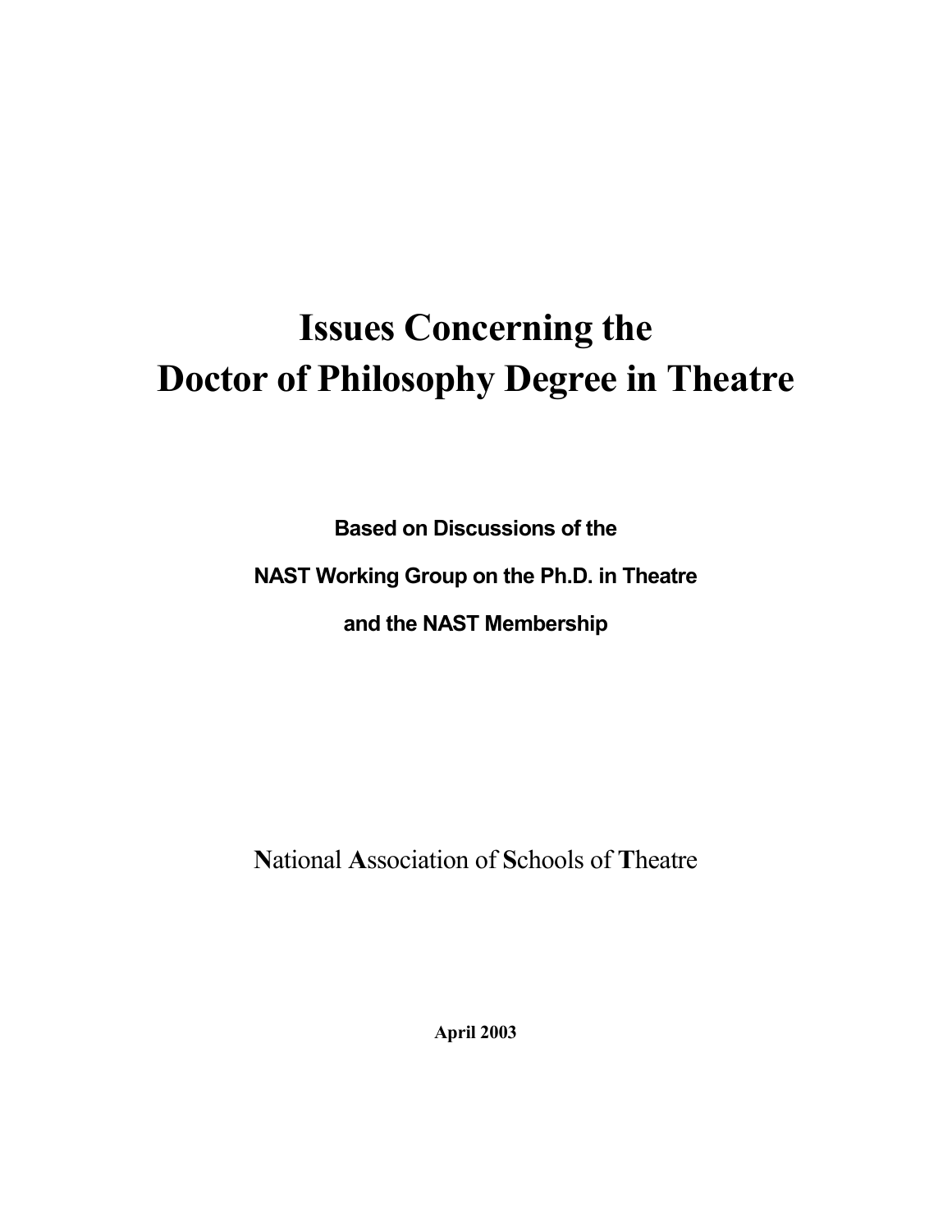# Issues Concerning the Doctor of Philosophy Degree in Theatre

**Based on Discussions of the**

**NAST Working Group on the Ph.D. in Theatre**

**and the NAST Membership**

**N**ational **A**ssociation of **S**chools of **T**heatre

**April 2003**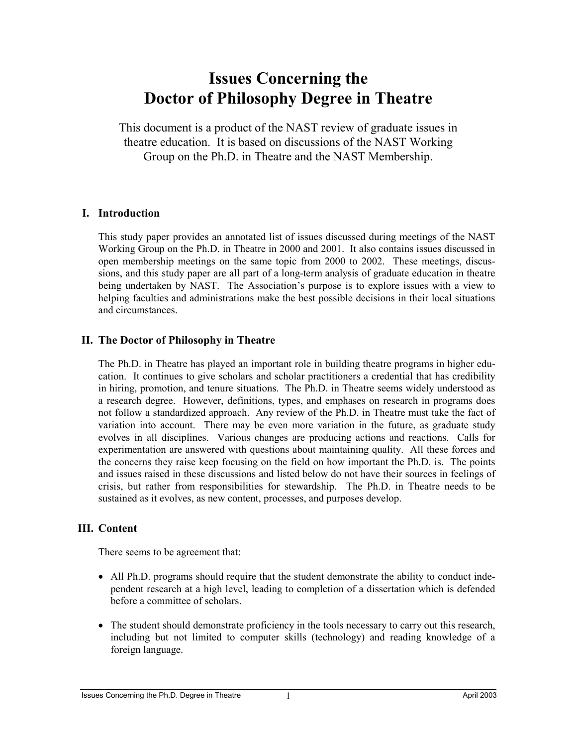# Issues Concerning the Doctor of Philosophy Degree in Theatre

This document is a product of the NAST review of graduate issues in theatre education. It is based on discussions of the NAST Working Group on the Ph.D. in Theatre and the NAST Membership.

## I. Introduction

This study paper provides an annotated list of issues discussed during meetings of the NAST Working Group on the Ph.D. in Theatre in 2000 and 2001. It also contains issues discussed in open membership meetings on the same topic from 2000 to 2002. These meetings, discussions, and this study paper are all part of a long-term analysis of graduate education in theatre being undertaken by NAST. The Association's purpose is to explore issues with a view to helping faculties and administrations make the best possible decisions in their local situations and circumstances.

## II. The Doctor of Philosophy in Theatre

The Ph.D. in Theatre has played an important role in building theatre programs in higher education. It continues to give scholars and scholar practitioners a credential that has credibility in hiring, promotion, and tenure situations. The Ph.D. in Theatre seems widely understood as a research degree. However, definitions, types, and emphases on research in programs does not follow a standardized approach. Any review of the Ph.D. in Theatre must take the fact of variation into account. There may be even more variation in the future, as graduate study evolves in all disciplines. Various changes are producing actions and reactions. Calls for experimentation are answered with questions about maintaining quality. All these forces and the concerns they raise keep focusing on the field on how important the Ph.D. is. The points and issues raised in these discussions and listed below do not have their sources in feelings of crisis, but rather from responsibilities for stewardship. The Ph.D. in Theatre needs to be sustained as it evolves, as new content, processes, and purposes develop.

## III. Content

There seems to be agreement that:

- All Ph.D. programs should require that the student demonstrate the ability to conduct independent research at a high level, leading to completion of a dissertation which is defended before a committee of scholars.

- The student should demonstrate proficiency in the tools necessary to carry out this research, including but not limited to computer skills (technology) and reading knowledge of a foreign language.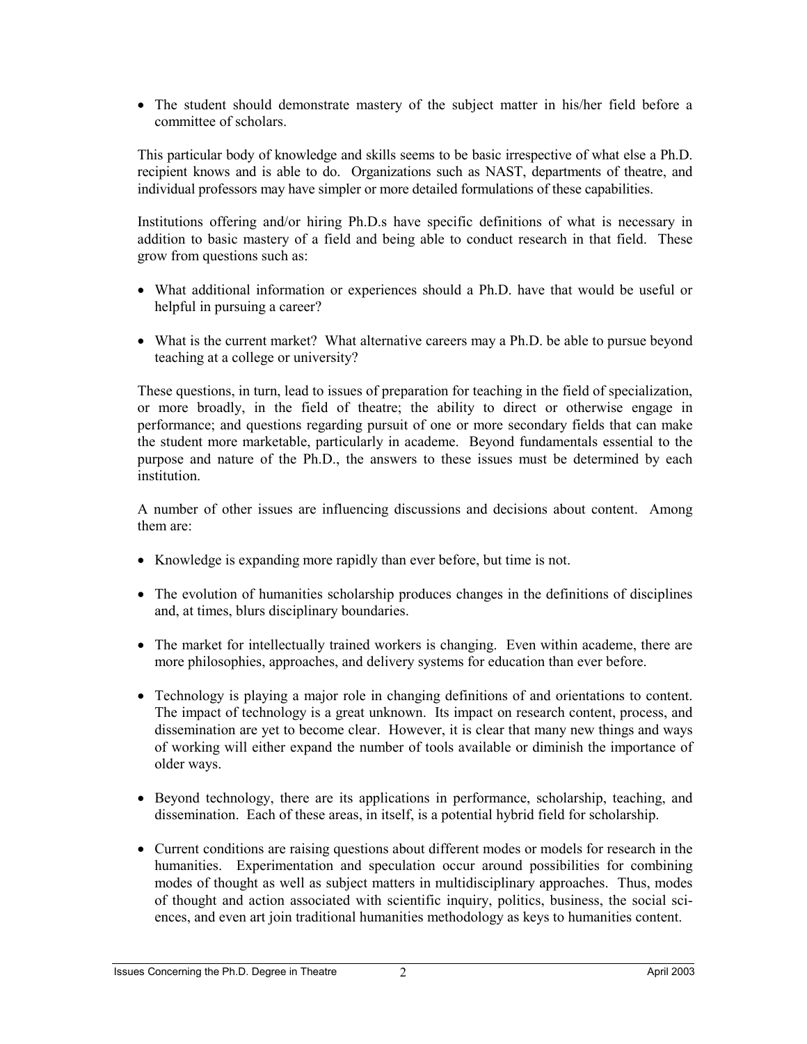- The student should demonstrate mastery of the subject matter in his/her field before a committee of scholars.

This particular body of knowledge and skills seems to be basic irrespective of what else a Ph.D. recipient knows and is able to do. Organizations such as NAST, departments of theatre, and individual professors may have simpler or more detailed formulations of these capabilities.

Institutions offering and/or hiring Ph.D.s have specific definitions of what is necessary in addition to basic mastery of a field and being able to conduct research in that field. These grow from questions such as:

- What additional information or experiences should a Ph.D. have that would be useful or helpful in pursuing a career?

- What is the current market? What alternative careers may a Ph.D. be able to pursue beyond teaching at a college or university?

These questions, in turn, lead to issues of preparation for teaching in the field of specialization, or more broadly, in the field of theatre; the ability to direct or otherwise engage in performance; and questions regarding pursuit of one or more secondary fields that can make the student more marketable, particularly in academe. Beyond fundamentals essential to the purpose and nature of the Ph.D., the answers to these issues must be determined by each institution.

A number of other issues are influencing discussions and decisions about content. Among them are:

- Knowledge is expanding more rapidly than ever before, but time is not.

- The evolution of humanities scholarship produces changes in the definitions of disciplines and, at times, blurs disciplinary boundaries.

- The market for intellectually trained workers is changing. Even within academe, there are more philosophies, approaches, and delivery systems for education than ever before.

- Technology is playing a major role in changing definitions of and orientations to content. The impact of technology is a great unknown. Its impact on research content, process, and dissemination are yet to become clear. However, it is clear that many new things and ways of working will either expand the number of tools available or diminish the importance of older ways.

- Beyond technology, there are its applications in performance, scholarship, teaching, and dissemination. Each of these areas, in itself, is a potential hybrid field for scholarship.

- Current conditions are raising questions about different modes or models for research in the humanities. Experimentation and speculation occur around possibilities for combining modes of thought as well as subject matters in multidisciplinary approaches. Thus, modes of thought and action associated with scientific inquiry, politics, business, the social sciences, and even art join traditional humanities methodology as keys to humanities content.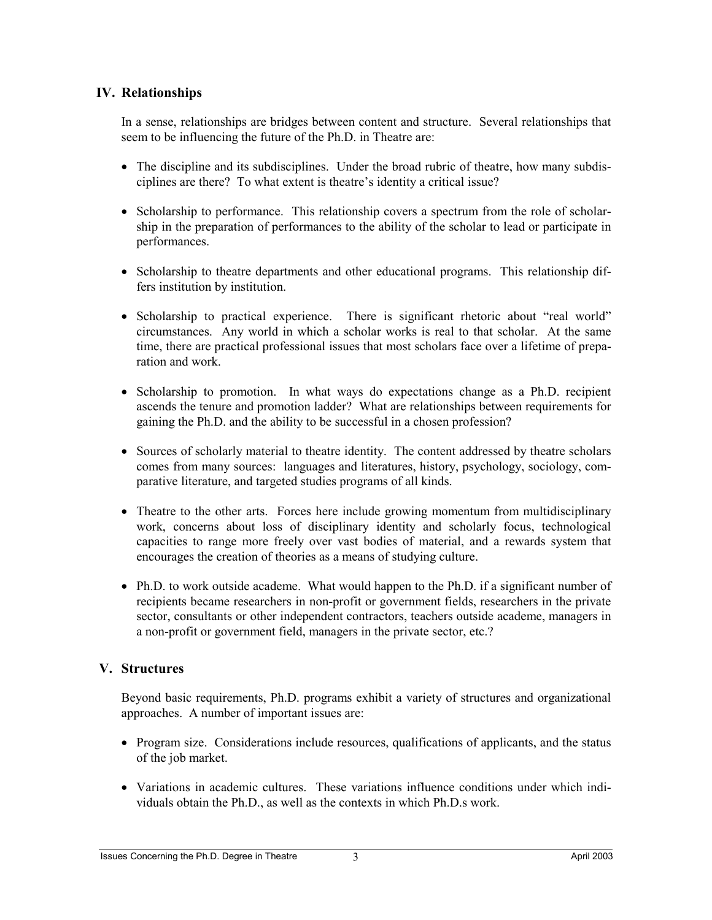## IV. Relationships

In a sense, relationships are bridges between content and structure. Several relationships that seem to be influencing the future of the Ph.D. in Theatre are:

- The discipline and its subdisciplines. Under the broad rubric of theatre, how many subdisciplines are there? To what extent is theatre's identity a critical issue?
- Scholarship to performance. This relationship covers a spectrum from the role of scholarship in the preparation of performances to the ability of the scholar to lead or participate in performances.
- Scholarship to theatre departments and other educational programs. This relationship differs institution by institution.
- Scholarship to practical experience. There is significant rhetoric about "real world" circumstances. Any world in which a scholar works is real to that scholar. At the same time, there are practical professional issues that most scholars face over a lifetime of preparation and work.
- Scholarship to promotion. In what ways do expectations change as a Ph.D. recipient ascends the tenure and promotion ladder? What are relationships between requirements for gaining the Ph.D. and the ability to be successful in a chosen profession?
- Sources of scholarly material to theatre identity. The content addressed by theatre scholars comes from many sources: languages and literatures, history, psychology, sociology, comparative literature, and targeted studies programs of all kinds.
- Theatre to the other arts. Forces here include growing momentum from multidisciplinary work, concerns about loss of disciplinary identity and scholarly focus, technological capacities to range more freely over vast bodies of material, and a rewards system that encourages the creation of theories as a means of studying culture.
- Ph.D. to work outside academe. What would happen to the Ph.D. if a significant number of recipients became researchers in non-profit or government fields, researchers in the private sector, consultants or other independent contractors, teachers outside academe, managers in a non-profit or government field, managers in the private sector, etc.?

## V. Structures

Beyond basic requirements, Ph.D. programs exhibit a variety of structures and organizational approaches. A number of important issues are:

- Program size. Considerations include resources, qualifications of applicants, and the status of the job market.
- Variations in academic cultures. These variations influence conditions under which individuals obtain the Ph.D., as well as the contexts in which Ph.D.s work.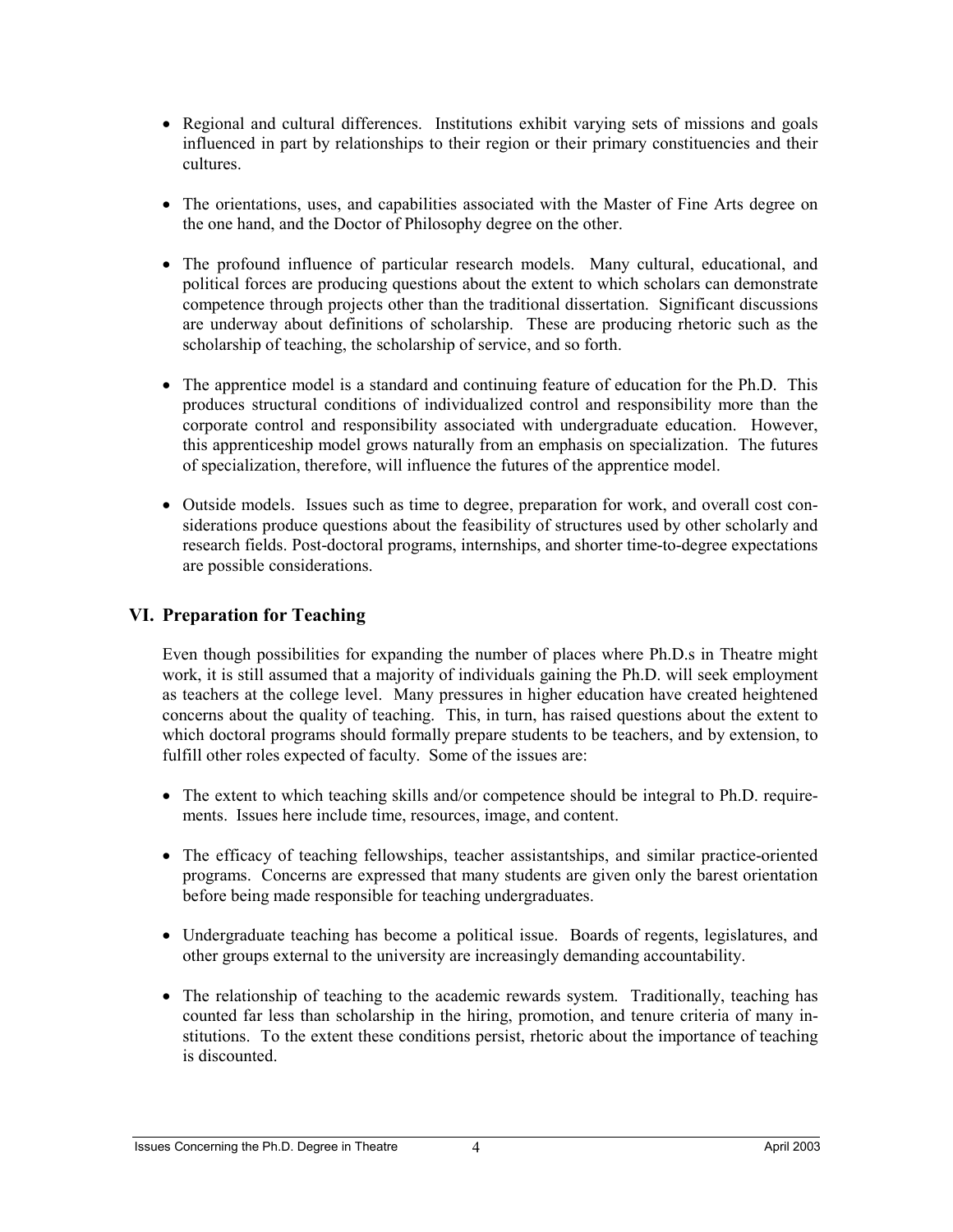- Regional and cultural differences. Institutions exhibit varying sets of missions and goals influenced in part by relationships to their region or their primary constituencies and their cultures.

- The orientations, uses, and capabilities associated with the Master of Fine Arts degree on the one hand, and the Doctor of Philosophy degree on the other.

- The profound influence of particular research models. Many cultural, educational, and political forces are producing questions about the extent to which scholars can demonstrate competence through projects other than the traditional dissertation. Significant discussions are underway about definitions of scholarship. These are producing rhetoric such as the scholarship of teaching, the scholarship of service, and so forth.

- The apprentice model is a standard and continuing feature of education for the Ph.D. This produces structural conditions of individualized control and responsibility more than the corporate control and responsibility associated with undergraduate education. However, this apprenticeship model grows naturally from an emphasis on specialization. The futures of specialization, therefore, will influence the futures of the apprentice model.

- Outside models. Issues such as time to degree, preparation for work, and overall cost considerations produce questions about the feasibility of structures used by other scholarly and research fields. Post-doctoral programs, internships, and shorter time-to-degree expectations are possible considerations.

## VI. Preparation for Teaching

Even though possibilities for expanding the number of places where Ph.D.s in Theatre might work, it is still assumed that a majority of individuals gaining the Ph.D. will seek employment as teachers at the college level. Many pressures in higher education have created heightened concerns about the quality of teaching. This, in turn, has raised questions about the extent to which doctoral programs should formally prepare students to be teachers, and by extension, to fulfill other roles expected of faculty. Some of the issues are:

- The extent to which teaching skills and/or competence should be integral to Ph.D. requirements. Issues here include time, resources, image, and content.

- The efficacy of teaching fellowships, teacher assistantships, and similar practice-oriented programs. Concerns are expressed that many students are given only the barest orientation before being made responsible for teaching undergraduates.

- Undergraduate teaching has become a political issue. Boards of regents, legislatures, and other groups external to the university are increasingly demanding accountability.

- The relationship of teaching to the academic rewards system. Traditionally, teaching has counted far less than scholarship in the hiring, promotion, and tenure criteria of many institutions. To the extent these conditions persist, rhetoric about the importance of teaching is discounted.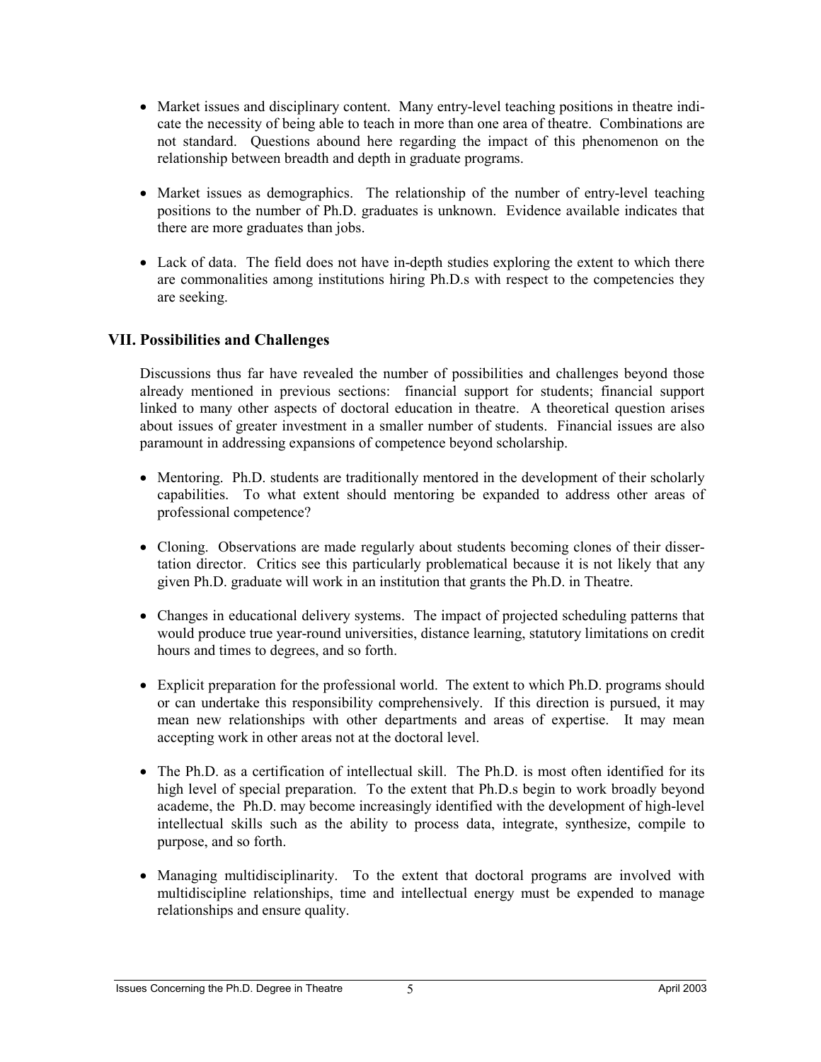- Market issues and disciplinary content. Many entry-level teaching positions in theatre indicate the necessity of being able to teach in more than one area of theatre. Combinations are not standard. Questions abound here regarding the impact of this phenomenon on the relationship between breadth and depth in graduate programs.

- Market issues as demographics. The relationship of the number of entry-level teaching positions to the number of Ph.D. graduates is unknown. Evidence available indicates that there are more graduates than jobs.

- Lack of data. The field does not have in-depth studies exploring the extent to which there are commonalities among institutions hiring Ph.D.s with respect to the competencies they are seeking.

## VII. Possibilities and Challenges

Discussions thus far have revealed the number of possibilities and challenges beyond those already mentioned in previous sections: financial support for students; financial support linked to many other aspects of doctoral education in theatre. A theoretical question arises about issues of greater investment in a smaller number of students. Financial issues are also paramount in addressing expansions of competence beyond scholarship.

- Mentoring. Ph.D. students are traditionally mentored in the development of their scholarly capabilities. To what extent should mentoring be expanded to address other areas of professional competence?

- Cloning. Observations are made regularly about students becoming clones of their dissertation director. Critics see this particularly problematical because it is not likely that any given Ph.D. graduate will work in an institution that grants the Ph.D. in Theatre.

- Changes in educational delivery systems. The impact of projected scheduling patterns that would produce true year-round universities, distance learning, statutory limitations on credit hours and times to degrees, and so forth.

- Explicit preparation for the professional world. The extent to which Ph.D. programs should or can undertake this responsibility comprehensively. If this direction is pursued, it may mean new relationships with other departments and areas of expertise. It may mean accepting work in other areas not at the doctoral level.

- The Ph.D. as a certification of intellectual skill. The Ph.D. is most often identified for its high level of special preparation. To the extent that Ph.D.s begin to work broadly beyond academe, the Ph.D. may become increasingly identified with the development of high-level intellectual skills such as the ability to process data, integrate, synthesize, compile to purpose, and so forth.

- Managing multidisciplinarity. To the extent that doctoral programs are involved with multidiscipline relationships, time and intellectual energy must be expended to manage relationships and ensure quality.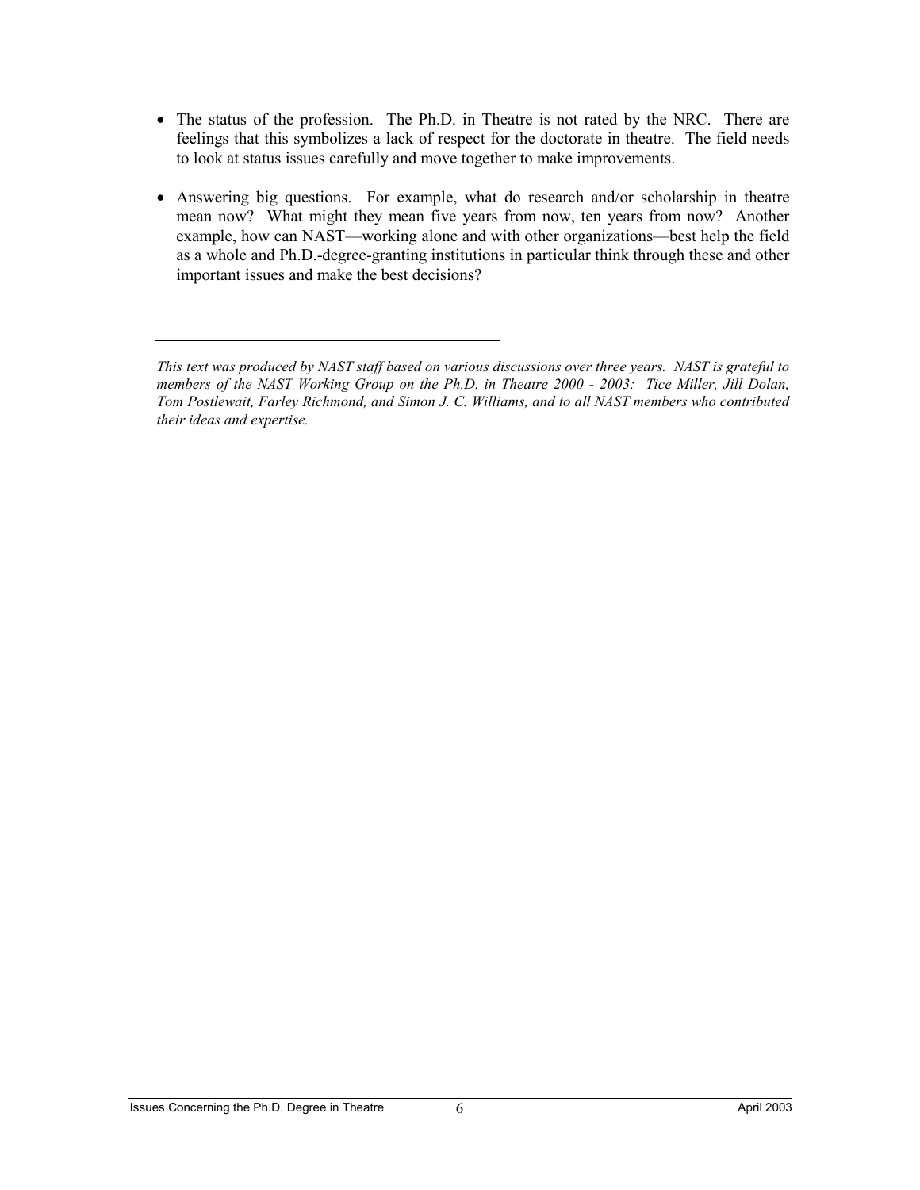- The status of the profession. The Ph.D. in Theatre is not rated by the NRC. There are feelings that this symbolizes a lack of respect for the doctorate in theatre. The field needs to look at status issues carefully and move together to make improvements.

- Answering big questions. For example, what do research and/or scholarship in theatre mean now? What might they mean five years from now, ten years from now? Another example, how can NAST—working alone and with other organizations—best help the field as a whole and Ph.D.-degree-granting institutions in particular think through these and other important issues and make the best decisions?

---

*This text was produced by NAST staff based on various discussions over three years. NAST is grateful to members of the NAST Working Group on the Ph.D. in Theatre 2000 - 2003: Tice Miller, Jill Dolan, Tom Postlewait, Farley Richmond, and Simon J. C. Williams, and to all NAST members who contributed their ideas and expertise.*